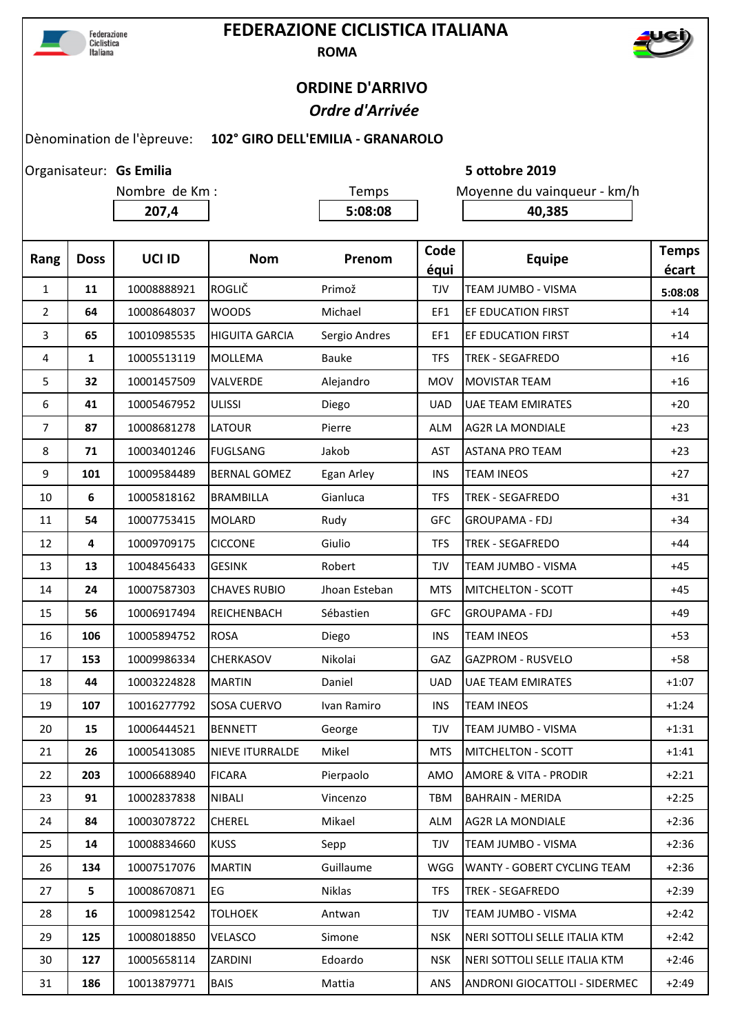Federazione Ciclistica Italiana

# FEDERAZIONE CICLISTICA ITALIANA

**ROMA**

## ORDINE D'ARRIVO

***Ordre d'Arrivée***

Dènomination de l'èpreuve: **102° GIRO DELL'EMILIA - GRANAROLO**

Organisateur: **Gs Emilia** **5 ottobre 2019**

| Nombre de Km : | Temps | Moyenne du vainqueur - km/h |
|---|---|---|
| 207,4 | 5:08:08 | 40,385 |

| Rang | Doss | UCI ID | Nom | Prenom | Code équi | Equipe | Temps écart |
|---|---|---|---|---|---|---|---|
| 1 | 11 | 10008888921 | ROGLIČ | Primož | TJV | TEAM JUMBO - VISMA | 5:08:08 |
| 2 | 64 | 10008648037 | WOODS | Michael | EF1 | EF EDUCATION FIRST | +14 |
| 3 | 65 | 10010985535 | HIGUITA GARCIA | Sergio Andres | EF1 | EF EDUCATION FIRST | +14 |
| 4 | 1 | 10005513119 | MOLLEMA | Bauke | TFS | TREK - SEGAFREDO | +16 |
| 5 | 32 | 10001457509 | VALVERDE | Alejandro | MOV | MOVISTAR TEAM | +16 |
| 6 | 41 | 10005467952 | ULISSI | Diego | UAD | UAE TEAM EMIRATES | +20 |
| 7 | 87 | 10008681278 | LATOUR | Pierre | ALM | AG2R LA MONDIALE | +23 |
| 8 | 71 | 10003401246 | FUGLSANG | Jakob | AST | ASTANA PRO TEAM | +23 |
| 9 | 101 | 10009584489 | BERNAL GOMEZ | Egan Arley | INS | TEAM INEOS | +27 |
| 10 | 6 | 10005818162 | BRAMBILLA | Gianluca | TFS | TREK - SEGAFREDO | +31 |
| 11 | 54 | 10007753415 | MOLARD | Rudy | GFC | GROUPAMA - FDJ | +34 |
| 12 | 4 | 10009709175 | CICCONE | Giulio | TFS | TREK - SEGAFREDO | +44 |
| 13 | 13 | 10048456433 | GESINK | Robert | TJV | TEAM JUMBO - VISMA | +45 |
| 14 | 24 | 10007587303 | CHAVES RUBIO | Jhoan Esteban | MTS | MITCHELTON - SCOTT | +45 |
| 15 | 56 | 10006917494 | REICHENBACH | Sébastien | GFC | GROUPAMA - FDJ | +49 |
| 16 | 106 | 10005894752 | ROSA | Diego | INS | TEAM INEOS | +53 |
| 17 | 153 | 10009986334 | CHERKASOV | Nikolai | GAZ | GAZPROM - RUSVELO | +58 |
| 18 | 44 | 10003224828 | MARTIN | Daniel | UAD | UAE TEAM EMIRATES | +1:07 |
| 19 | 107 | 10016277792 | SOSA CUERVO | Ivan Ramiro | INS | TEAM INEOS | +1:24 |
| 20 | 15 | 10006444521 | BENNETT | George | TJV | TEAM JUMBO - VISMA | +1:31 |
| 21 | 26 | 10005413085 | NIEVE ITURRALDE | Mikel | MTS | MITCHELTON - SCOTT | +1:41 |
| 22 | 203 | 10006688940 | FICARA | Pierpaolo | AMO | AMORE & VITA - PRODIR | +2:21 |
| 23 | 91 | 10002837838 | NIBALI | Vincenzo | TBM | BAHRAIN - MERIDA | +2:25 |
| 24 | 84 | 10003078722 | CHEREL | Mikael | ALM | AG2R LA MONDIALE | +2:36 |
| 25 | 14 | 10008834660 | KUSS | Sepp | TJV | TEAM JUMBO - VISMA | +2:36 |
| 26 | 134 | 10007517076 | MARTIN | Guillaume | WGG | WANTY - GOBERT CYCLING TEAM | +2:36 |
| 27 | 5 | 10008670871 | EG | Niklas | TFS | TREK - SEGAFREDO | +2:39 |
| 28 | 16 | 10009812542 | TOLHOEK | Antwan | TJV | TEAM JUMBO - VISMA | +2:42 |
| 29 | 125 | 10008018850 | VELASCO | Simone | NSK | NERI SOTTOLI SELLE ITALIA KTM | +2:42 |
| 30 | 127 | 10005658114 | ZARDINI | Edoardo | NSK | NERI SOTTOLI SELLE ITALIA KTM | +2:46 |
| 31 | 186 | 10013879771 | BAIS | Mattia | ANS | ANDRONI GIOCATTOLI - SIDERMEC | +2:49 |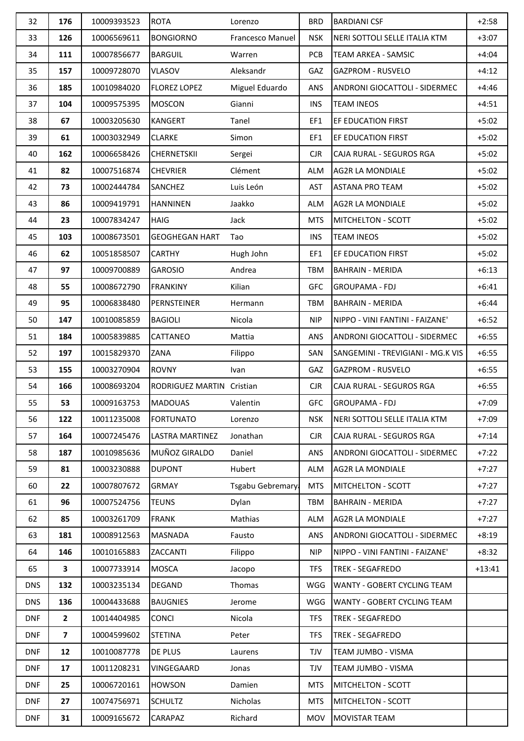| | | | | | | | |
|---|---|---|---|---|---|---|---|
| 32 | **176** | 10009393523 | ROTA | Lorenzo | BRD | BARDIANI CSF | +2:58 |
| 33 | **126** | 10006569611 | BONGIORNO | Francesco Manuel | NSK | NERI SOTTOLI SELLE ITALIA KTM | +3:07 |
| 34 | **111** | 10007856677 | BARGUIL | Warren | PCB | TEAM ARKEA - SAMSIC | +4:04 |
| 35 | **157** | 10009728070 | VLASOV | Aleksandr | GAZ | GAZPROM - RUSVELO | +4:12 |
| 36 | **185** | 10010984020 | FLOREZ LOPEZ | Miguel Eduardo | ANS | ANDRONI GIOCATTOLI - SIDERMEC | +4:46 |
| 37 | **104** | 10009575395 | MOSCON | Gianni | INS | TEAM INEOS | +4:51 |
| 38 | **67** | 10003205630 | KANGERT | Tanel | EF1 | EF EDUCATION FIRST | +5:02 |
| 39 | **61** | 10003032949 | CLARKE | Simon | EF1 | EF EDUCATION FIRST | +5:02 |
| 40 | **162** | 10006658426 | CHERNETSKII | Sergei | CJR | CAJA RURAL - SEGUROS RGA | +5:02 |
| 41 | **82** | 10007516874 | CHEVRIER | Clément | ALM | AG2R LA MONDIALE | +5:02 |
| 42 | **73** | 10002444784 | SANCHEZ | Luis León | AST | ASTANA PRO TEAM | +5:02 |
| 43 | **86** | 10009419791 | HANNINEN | Jaakko | ALM | AG2R LA MONDIALE | +5:02 |
| 44 | **23** | 10007834247 | HAIG | Jack | MTS | MITCHELTON - SCOTT | +5:02 |
| 45 | **103** | 10008673501 | GEOGHEGAN HART | Tao | INS | TEAM INEOS | +5:02 |
| 46 | **62** | 10051858507 | CARTHY | Hugh John | EF1 | EF EDUCATION FIRST | +5:02 |
| 47 | **97** | 10009700889 | GAROSIO | Andrea | TBM | BAHRAIN - MERIDA | +6:13 |
| 48 | **55** | 10008672790 | FRANKINY | Kilian | GFC | GROUPAMA - FDJ | +6:41 |
| 49 | **95** | 10006838480 | PERNSTEINER | Hermann | TBM | BAHRAIN - MERIDA | +6:44 |
| 50 | **147** | 10010085859 | BAGIOLI | Nicola | NIP | NIPPO - VINI FANTINI - FAIZANE' | +6:52 |
| 51 | **184** | 10005839885 | CATTANEO | Mattia | ANS | ANDRONI GIOCATTOLI - SIDERMEC | +6:55 |
| 52 | **197** | 10015829370 | ZANA | Filippo | SAN | SANGEMINI - TREVIGIANI - MG.K VIS | +6:55 |
| 53 | **155** | 10003270904 | ROVNY | Ivan | GAZ | GAZPROM - RUSVELO | +6:55 |
| 54 | **166** | 10008693204 | RODRIGUEZ MARTIN | Cristian | CJR | CAJA RURAL - SEGUROS RGA | +6:55 |
| 55 | **53** | 10009163753 | MADOUAS | Valentin | GFC | GROUPAMA - FDJ | +7:09 |
| 56 | **122** | 10011235008 | FORTUNATO | Lorenzo | NSK | NERI SOTTOLI SELLE ITALIA KTM | +7:09 |
| 57 | **164** | 10007245476 | LASTRA MARTINEZ | Jonathan | CJR | CAJA RURAL - SEGUROS RGA | +7:14 |
| 58 | **187** | 10010985636 | MUÑOZ GIRALDO | Daniel | ANS | ANDRONI GIOCATTOLI - SIDERMEC | +7:22 |
| 59 | **81** | 10003230888 | DUPONT | Hubert | ALM | AG2R LA MONDIALE | +7:27 |
| 60 | **22** | 10007807672 | GRMAY | Tsgabu Gebremarya | MTS | MITCHELTON - SCOTT | +7:27 |
| 61 | **96** | 10007524756 | TEUNS | Dylan | TBM | BAHRAIN - MERIDA | +7:27 |
| 62 | **85** | 10003261709 | FRANK | Mathias | ALM | AG2R LA MONDIALE | +7:27 |
| 63 | **181** | 10008912563 | MASNADA | Fausto | ANS | ANDRONI GIOCATTOLI - SIDERMEC | +8:19 |
| 64 | **146** | 10010165883 | ZACCANTI | Filippo | NIP | NIPPO - VINI FANTINI - FAIZANE' | +8:32 |
| 65 | **3** | 10007733914 | MOSCA | Jacopo | TFS | TREK - SEGAFREDO | +13:41 |
| DNS | **132** | 10003235134 | DEGAND | Thomas | WGG | WANTY - GOBERT CYCLING TEAM | |
| DNS | **136** | 10004433688 | BAUGNIES | Jerome | WGG | WANTY - GOBERT CYCLING TEAM | |
| DNF | **2** | 10014404985 | CONCI | Nicola | TFS | TREK - SEGAFREDO | |
| DNF | **7** | 10004599602 | STETINA | Peter | TFS | TREK - SEGAFREDO | |
| DNF | **12** | 10010087778 | DE PLUS | Laurens | TJV | TEAM JUMBO - VISMA | |
| DNF | **17** | 10011208231 | VINGEGAARD | Jonas | TJV | TEAM JUMBO - VISMA | |
| DNF | **25** | 10006720161 | HOWSON | Damien | MTS | MITCHELTON - SCOTT | |
| DNF | **27** | 10074756971 | SCHULTZ | Nicholas | MTS | MITCHELTON - SCOTT | |
| DNF | **31** | 10009165672 | CARAPAZ | Richard | MOV | MOVISTAR TEAM | |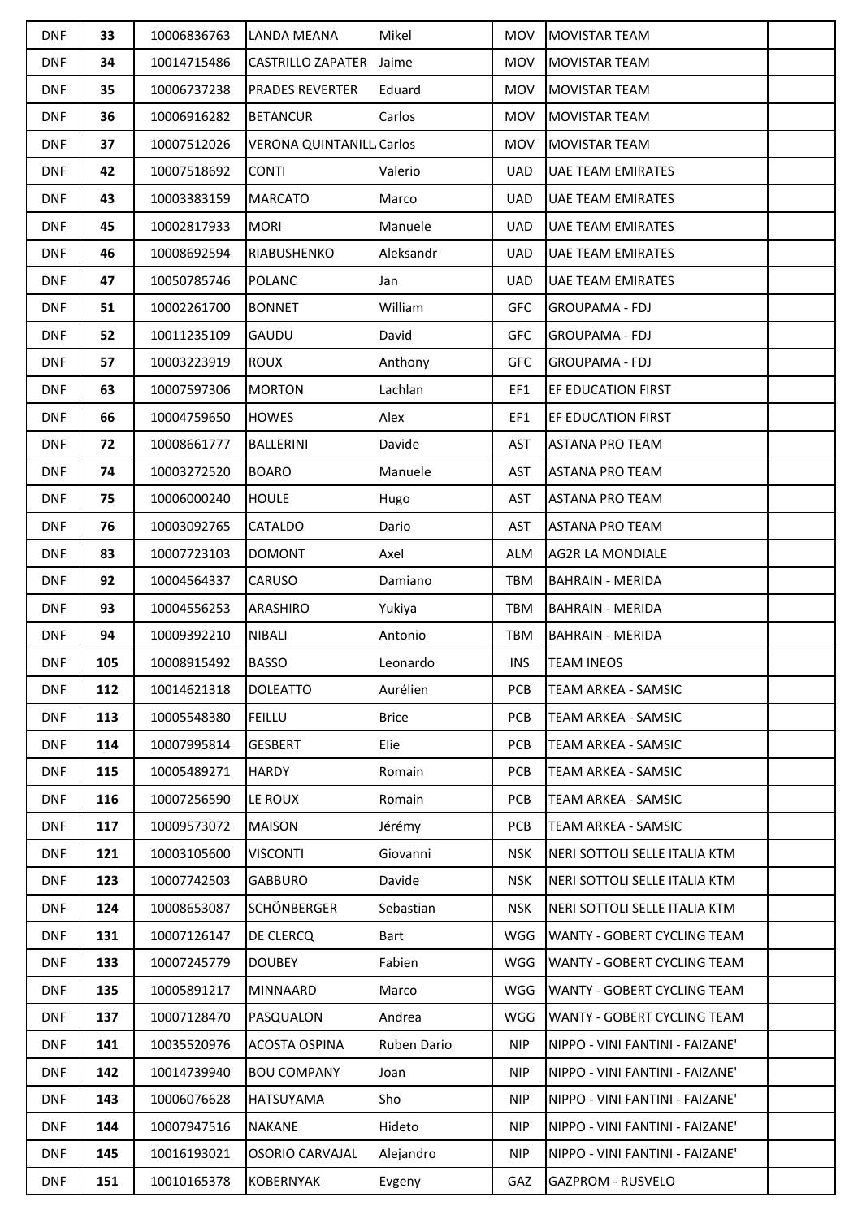| DNF | 33 | 10006836763 | LANDA MEANA | Mikel | MOV | MOVISTAR TEAM | |
|---|---|---|---|---|---|---|---|
| DNF | 34 | 10014715486 | CASTRILLO ZAPATER | Jaime | MOV | MOVISTAR TEAM | |
| DNF | 35 | 10006737238 | PRADES REVERTER | Eduard | MOV | MOVISTAR TEAM | |
| DNF | 36 | 10006916282 | BETANCUR | Carlos | MOV | MOVISTAR TEAM | |
| DNF | 37 | 10007512026 | VERONA QUINTANILL | Carlos | MOV | MOVISTAR TEAM | |
| DNF | 42 | 10007518692 | CONTI | Valerio | UAD | UAE TEAM EMIRATES | |
| DNF | 43 | 10003383159 | MARCATO | Marco | UAD | UAE TEAM EMIRATES | |
| DNF | 45 | 10002817933 | MORI | Manuele | UAD | UAE TEAM EMIRATES | |
| DNF | 46 | 10008692594 | RIABUSHENKO | Aleksandr | UAD | UAE TEAM EMIRATES | |
| DNF | 47 | 10050785746 | POLANC | Jan | UAD | UAE TEAM EMIRATES | |
| DNF | 51 | 10002261700 | BONNET | William | GFC | GROUPAMA - FDJ | |
| DNF | 52 | 10011235109 | GAUDU | David | GFC | GROUPAMA - FDJ | |
| DNF | 57 | 10003223919 | ROUX | Anthony | GFC | GROUPAMA - FDJ | |
| DNF | 63 | 10007597306 | MORTON | Lachlan | EF1 | EF EDUCATION FIRST | |
| DNF | 66 | 10004759650 | HOWES | Alex | EF1 | EF EDUCATION FIRST | |
| DNF | 72 | 10008661777 | BALLERINI | Davide | AST | ASTANA PRO TEAM | |
| DNF | 74 | 10003272520 | BOARO | Manuele | AST | ASTANA PRO TEAM | |
| DNF | 75 | 10006000240 | HOULE | Hugo | AST | ASTANA PRO TEAM | |
| DNF | 76 | 10003092765 | CATALDO | Dario | AST | ASTANA PRO TEAM | |
| DNF | 83 | 10007723103 | DOMONT | Axel | ALM | AG2R LA MONDIALE | |
| DNF | 92 | 10004564337 | CARUSO | Damiano | TBM | BAHRAIN - MERIDA | |
| DNF | 93 | 10004556253 | ARASHIRO | Yukiya | TBM | BAHRAIN - MERIDA | |
| DNF | 94 | 10009392210 | NIBALI | Antonio | TBM | BAHRAIN - MERIDA | |
| DNF | 105 | 10008915492 | BASSO | Leonardo | INS | TEAM INEOS | |
| DNF | 112 | 10014621318 | DOLEATTO | Aurélien | PCB | TEAM ARKEA - SAMSIC | |
| DNF | 113 | 10005548380 | FEILLU | Brice | PCB | TEAM ARKEA - SAMSIC | |
| DNF | 114 | 10007995814 | GESBERT | Elie | PCB | TEAM ARKEA - SAMSIC | |
| DNF | 115 | 10005489271 | HARDY | Romain | PCB | TEAM ARKEA - SAMSIC | |
| DNF | 116 | 10007256590 | LE ROUX | Romain | PCB | TEAM ARKEA - SAMSIC | |
| DNF | 117 | 10009573072 | MAISON | Jérémy | PCB | TEAM ARKEA - SAMSIC | |
| DNF | 121 | 10003105600 | VISCONTI | Giovanni | NSK | NERI SOTTOLI SELLE ITALIA KTM | |
| DNF | 123 | 10007742503 | GABBURO | Davide | NSK | NERI SOTTOLI SELLE ITALIA KTM | |
| DNF | 124 | 10008653087 | SCHÖNBERGER | Sebastian | NSK | NERI SOTTOLI SELLE ITALIA KTM | |
| DNF | 131 | 10007126147 | DE CLERCQ | Bart | WGG | WANTY - GOBERT CYCLING TEAM | |
| DNF | 133 | 10007245779 | DOUBEY | Fabien | WGG | WANTY - GOBERT CYCLING TEAM | |
| DNF | 135 | 10005891217 | MINNAARD | Marco | WGG | WANTY - GOBERT CYCLING TEAM | |
| DNF | 137 | 10007128470 | PASQUALON | Andrea | WGG | WANTY - GOBERT CYCLING TEAM | |
| DNF | 141 | 10035520976 | ACOSTA OSPINA | Ruben Dario | NIP | NIPPO - VINI FANTINI - FAIZANE' | |
| DNF | 142 | 10014739940 | BOU COMPANY | Joan | NIP | NIPPO - VINI FANTINI - FAIZANE' | |
| DNF | 143 | 10006076628 | HATSUYAMA | Sho | NIP | NIPPO - VINI FANTINI - FAIZANE' | |
| DNF | 144 | 10007947516 | NAKANE | Hideto | NIP | NIPPO - VINI FANTINI - FAIZANE' | |
| DNF | 145 | 10016193021 | OSORIO CARVAJAL | Alejandro | NIP | NIPPO - VINI FANTINI - FAIZANE' | |
| DNF | 151 | 10010165378 | KOBERNYAK | Evgeny | GAZ | GAZPROM - RUSVELO | |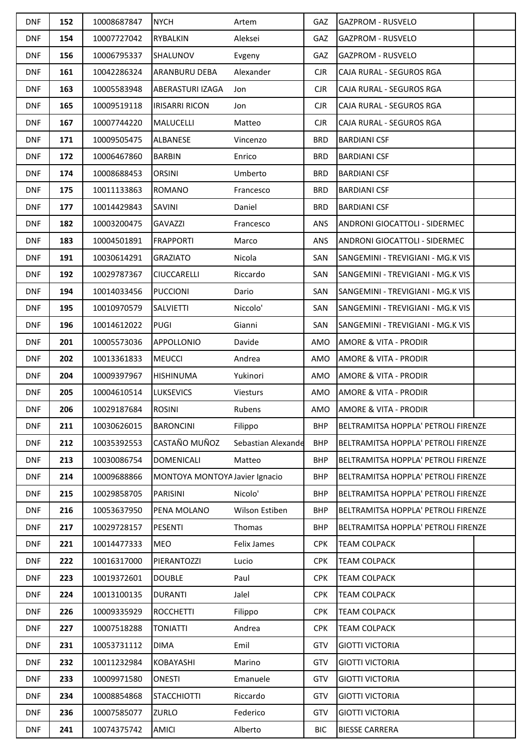| | | | | | | | |
|---|---|---|---|---|---|---|---|
| DNF | **152** | 10008687847 | NYCH | Artem | GAZ | GAZPROM - RUSVELO | |
| DNF | **154** | 10007727042 | RYBALKIN | Aleksei | GAZ | GAZPROM - RUSVELO | |
| DNF | **156** | 10006795337 | SHALUNOV | Evgeny | GAZ | GAZPROM - RUSVELO | |
| DNF | **161** | 10042286324 | ARANBURU DEBA | Alexander | CJR | CAJA RURAL - SEGUROS RGA | |
| DNF | **163** | 10005583948 | ABERASTURI IZAGA | Jon | CJR | CAJA RURAL - SEGUROS RGA | |
| DNF | **165** | 10009519118 | IRISARRI RICON | Jon | CJR | CAJA RURAL - SEGUROS RGA | |
| DNF | **167** | 10007744220 | MALUCELLI | Matteo | CJR | CAJA RURAL - SEGUROS RGA | |
| DNF | **171** | 10009505475 | ALBANESE | Vincenzo | BRD | BARDIANI CSF | |
| DNF | **172** | 10006467860 | BARBIN | Enrico | BRD | BARDIANI CSF | |
| DNF | **174** | 10008688453 | ORSINI | Umberto | BRD | BARDIANI CSF | |
| DNF | **175** | 10011133863 | ROMANO | Francesco | BRD | BARDIANI CSF | |
| DNF | **177** | 10014429843 | SAVINI | Daniel | BRD | BARDIANI CSF | |
| DNF | **182** | 10003200475 | GAVAZZI | Francesco | ANS | ANDRONI GIOCATTOLI - SIDERMEC | |
| DNF | **183** | 10004501891 | FRAPPORTI | Marco | ANS | ANDRONI GIOCATTOLI - SIDERMEC | |
| DNF | **191** | 10030614291 | GRAZIATO | Nicola | SAN | SANGEMINI - TREVIGIANI - MG.K VIS | |
| DNF | **192** | 10029787367 | CIUCCARELLI | Riccardo | SAN | SANGEMINI - TREVIGIANI - MG.K VIS | |
| DNF | **194** | 10014033456 | PUCCIONI | Dario | SAN | SANGEMINI - TREVIGIANI - MG.K VIS | |
| DNF | **195** | 10010970579 | SALVIETTI | Niccolo' | SAN | SANGEMINI - TREVIGIANI - MG.K VIS | |
| DNF | **196** | 10014612022 | PUGI | Gianni | SAN | SANGEMINI - TREVIGIANI - MG.K VIS | |
| DNF | **201** | 10005573036 | APPOLLONIO | Davide | AMO | AMORE & VITA - PRODIR | |
| DNF | **202** | 10013361833 | MEUCCI | Andrea | AMO | AMORE & VITA - PRODIR | |
| DNF | **204** | 10009397967 | HISHINUMA | Yukinori | AMO | AMORE & VITA - PRODIR | |
| DNF | **205** | 10004610514 | LUKSEVICS | Viesturs | AMO | AMORE & VITA - PRODIR | |
| DNF | **206** | 10029187684 | ROSINI | Rubens | AMO | AMORE & VITA - PRODIR | |
| DNF | **211** | 10030626015 | BARONCINI | Filippo | BHP | BELTRAMITSA HOPPLA' PETROLI FIRENZE | |
| DNF | **212** | 10035392553 | CASTAÑO MUÑOZ | Sebastian Alexande | BHP | BELTRAMITSA HOPPLA' PETROLI FIRENZE | |
| DNF | **213** | 10030086754 | DOMENICALI | Matteo | BHP | BELTRAMITSA HOPPLA' PETROLI FIRENZE | |
| DNF | **214** | 10009688866 | MONTOYA MONTOYA | Javier Ignacio | BHP | BELTRAMITSA HOPPLA' PETROLI FIRENZE | |
| DNF | **215** | 10029858705 | PARISINI | Nicolo' | BHP | BELTRAMITSA HOPPLA' PETROLI FIRENZE | |
| DNF | **216** | 10053637950 | PENA MOLANO | Wilson Estiben | BHP | BELTRAMITSA HOPPLA' PETROLI FIRENZE | |
| DNF | **217** | 10029728157 | PESENTI | Thomas | BHP | BELTRAMITSA HOPPLA' PETROLI FIRENZE | |
| DNF | **221** | 10014477333 | MEO | Felix James | CPK | TEAM COLPACK | |
| DNF | **222** | 10016317000 | PIERANTOZZI | Lucio | CPK | TEAM COLPACK | |
| DNF | **223** | 10019372601 | DOUBLE | Paul | CPK | TEAM COLPACK | |
| DNF | **224** | 10013100135 | DURANTI | Jalel | CPK | TEAM COLPACK | |
| DNF | **226** | 10009335929 | ROCCHETTI | Filippo | CPK | TEAM COLPACK | |
| DNF | **227** | 10007518288 | TONIATTI | Andrea | CPK | TEAM COLPACK | |
| DNF | **231** | 10053731112 | DIMA | Emil | GTV | GIOTTI VICTORIA | |
| DNF | **232** | 10011232984 | KOBAYASHI | Marino | GTV | GIOTTI VICTORIA | |
| DNF | **233** | 10009971580 | ONESTI | Emanuele | GTV | GIOTTI VICTORIA | |
| DNF | **234** | 10008854868 | STACCHIOTTI | Riccardo | GTV | GIOTTI VICTORIA | |
| DNF | **236** | 10007585077 | ZURLO | Federico | GTV | GIOTTI VICTORIA | |
| DNF | **241** | 10074375742 | AMICI | Alberto | BIC | BIESSE CARRERA | |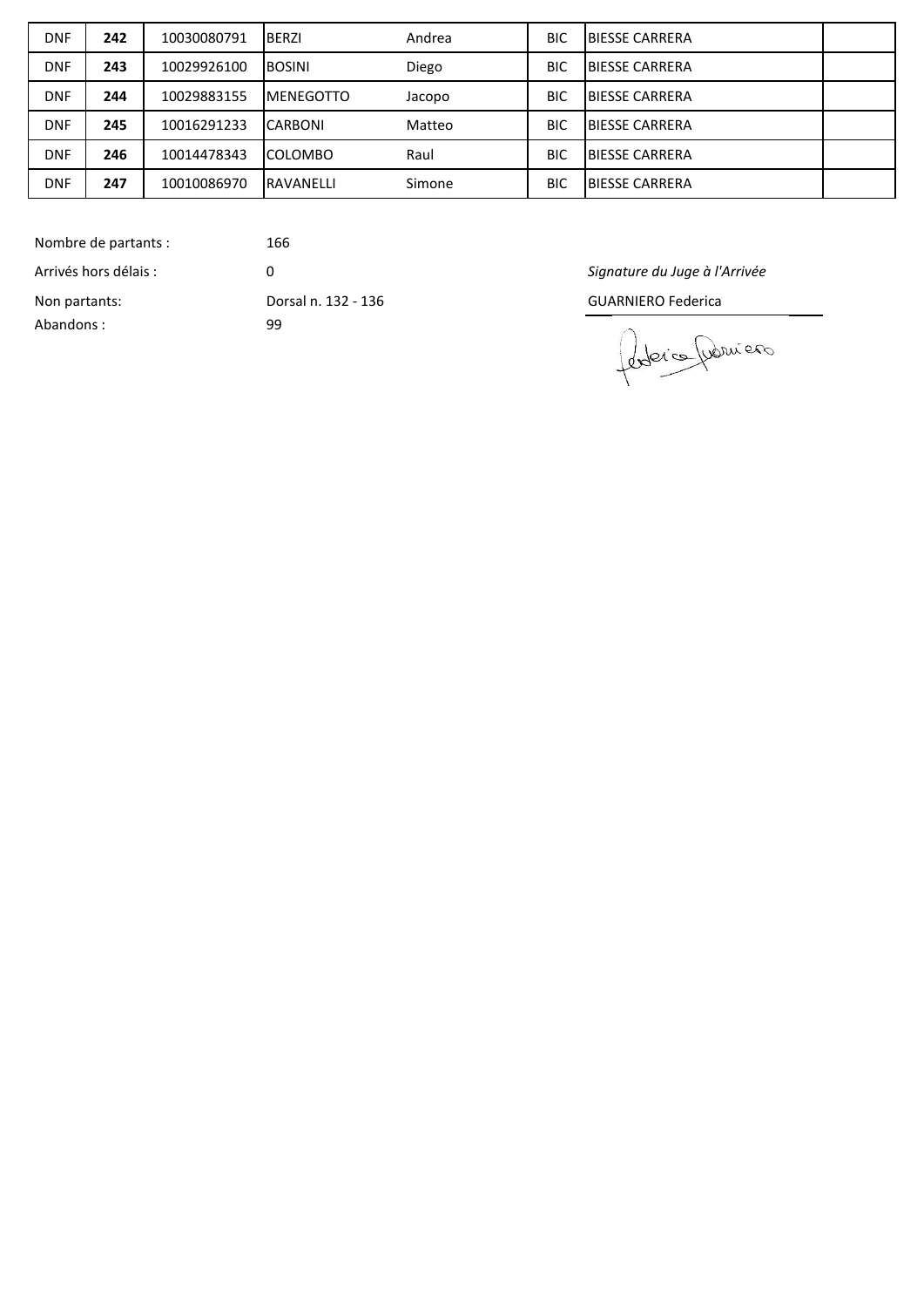| | | | | | | | |
|---|---|---|---|---|---|---|---|
| DNF | **242** | 10030080791 | BERZI | Andrea | BIC | BIESSE CARRERA | |
| DNF | **243** | 10029926100 | BOSINI | Diego | BIC | BIESSE CARRERA | |
| DNF | **244** | 10029883155 | MENEGOTTO | Jacopo | BIC | BIESSE CARRERA | |
| DNF | **245** | 10016291233 | CARBONI | Matteo | BIC | BIESSE CARRERA | |
| DNF | **246** | 10014478343 | COLOMBO | Raul | BIC | BIESSE CARRERA | |
| DNF | **247** | 10010086970 | RAVANELLI | Simone | BIC | BIESSE CARRERA | |

Nombre de partants : 166

Arrivés hors délais : 0

Non partants: Dorsal n. 132 - 136

Abandons : 99

*Signature du Juge à l'Arrivée*

GUARNIERO Federica